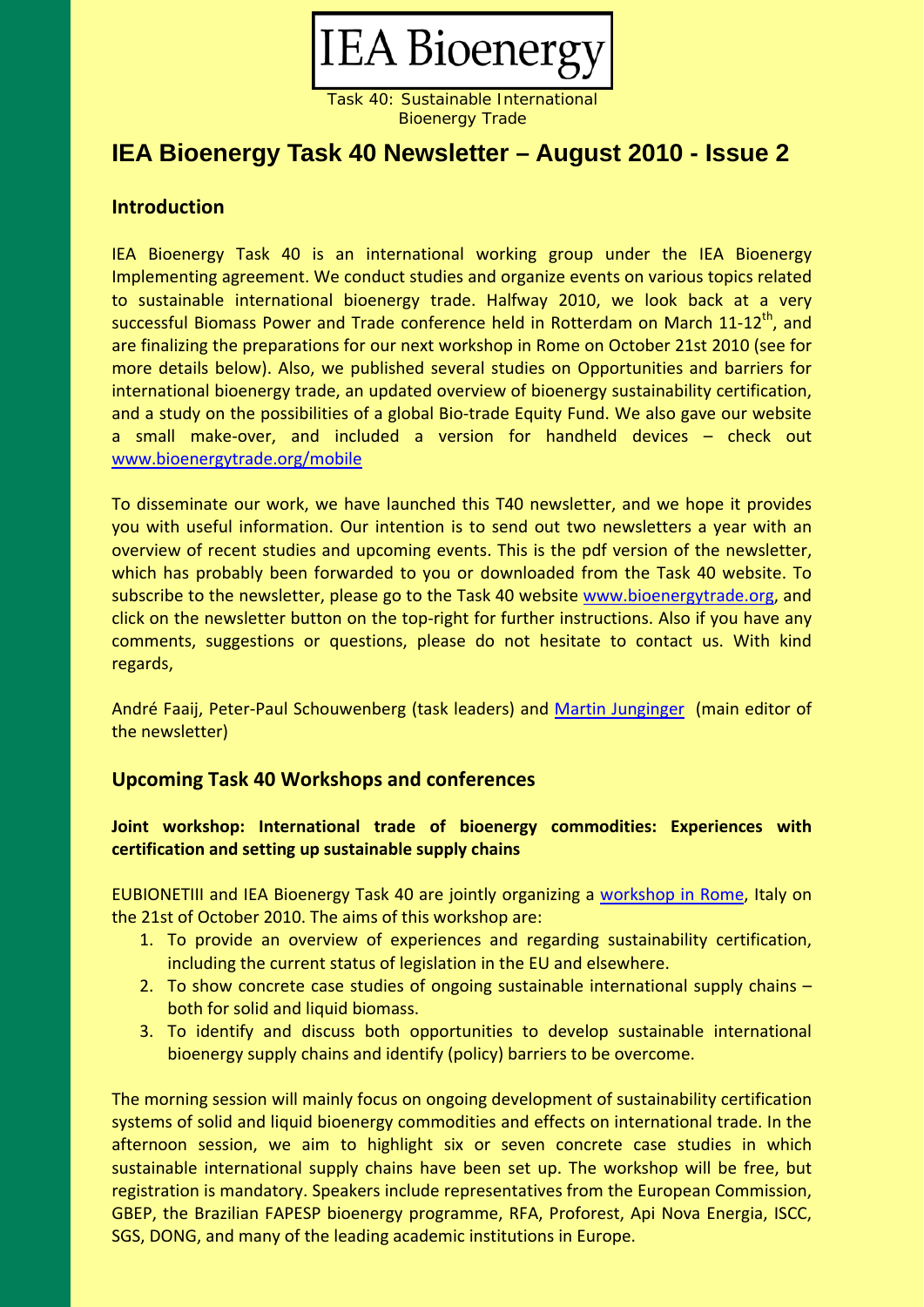IEA Bioenergy

Task 40: Sustainable International Bioenergy Trade

# IEA Bioenergy Task 40 Newsletter – August 2010 - Issue 2

## Introduction

IEA Bioenergy Task 40 is an international working group under the IEA Bioenergy Implementing agreement. We conduct studies and organize events on various topics related to sustainable international bioenergy trade. Halfway 2010, we look back at a very successful Biomass Power and Trade conference held in Rotterdam on March 11-12th, and are finalizing the preparations for our next workshop in Rome on October 21st 2010 (see for more details below). Also, we published several studies on Opportunities and barriers for international bioenergy trade, an updated overview of bioenergy sustainability certification, and a study on the possibilities of a global Bio-trade Equity Fund. We also gave our website a small make-over, and included a version for handheld devices – check out www.bioenergytrade.org/mobile

To disseminate our work, we have launched this T40 newsletter, and we hope it provides you with useful information. Our intention is to send out two newsletters a year with an overview of recent studies and upcoming events. This is the pdf version of the newsletter, which has probably been forwarded to you or downloaded from the Task 40 website. To subscribe to the newsletter, please go to the Task 40 website www.bioenergytrade.org, and click on the newsletter button on the top-right for further instructions. Also if you have any comments, suggestions or questions, please do not hesitate to contact us. With kind regards,

André Faaij, Peter-Paul Schouwenberg (task leaders) and Martin Junginger (main editor of the newsletter)

## Upcoming Task 40 Workshops and conferences

**Joint workshop: International trade of bioenergy commodities: Experiences with certification and setting up sustainable supply chains**

EUBIONETIII and IEA Bioenergy Task 40 are jointly organizing a workshop in Rome, Italy on the 21st of October 2010. The aims of this workshop are:

1. To provide an overview of experiences and regarding sustainability certification, including the current status of legislation in the EU and elsewhere.
2. To show concrete case studies of ongoing sustainable international supply chains – both for solid and liquid biomass.
3. To identify and discuss both opportunities to develop sustainable international bioenergy supply chains and identify (policy) barriers to be overcome.

The morning session will mainly focus on ongoing development of sustainability certification systems of solid and liquid bioenergy commodities and effects on international trade. In the afternoon session, we aim to highlight six or seven concrete case studies in which sustainable international supply chains have been set up. The workshop will be free, but registration is mandatory. Speakers include representatives from the European Commission, GBEP, the Brazilian FAPESP bioenergy programme, RFA, Proforest, Api Nova Energia, ISCC, SGS, DONG, and many of the leading academic institutions in Europe.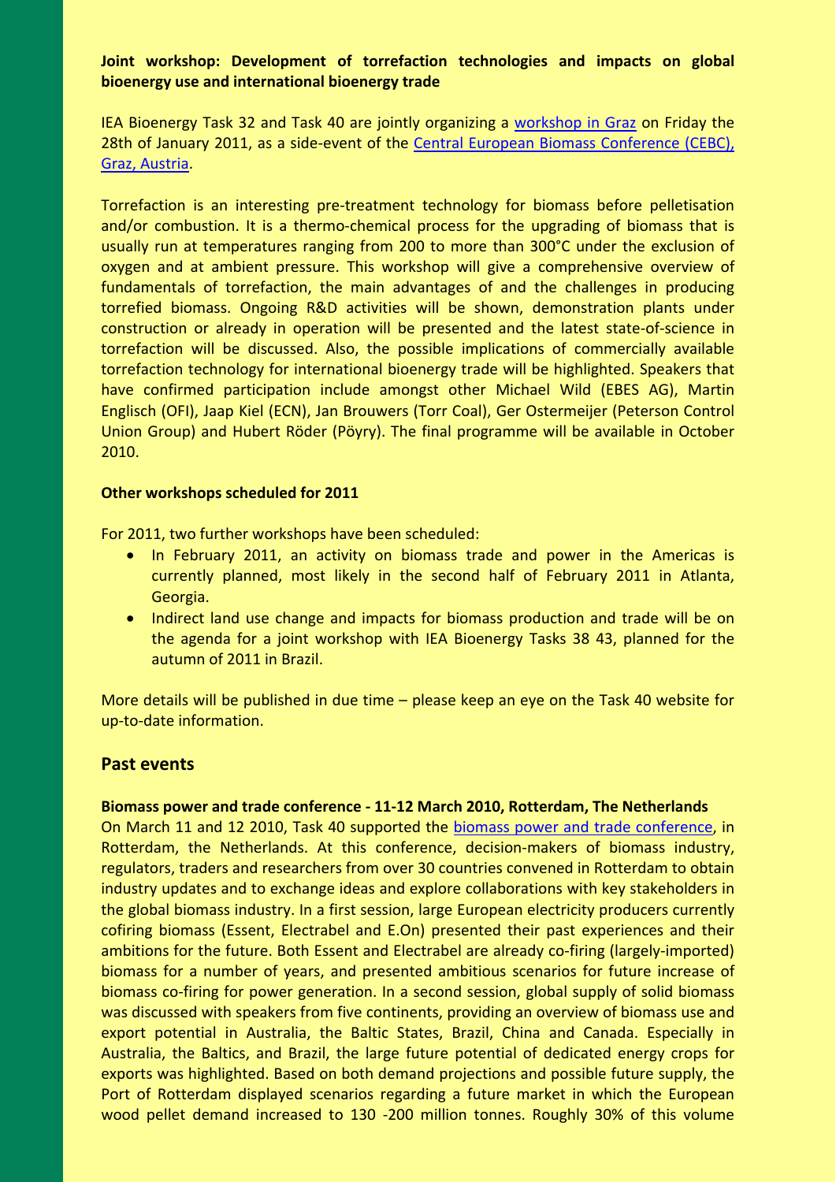**Joint workshop: Development of torrefaction technologies and impacts on global bioenergy use and international bioenergy trade**

IEA Bioenergy Task 32 and Task 40 are jointly organizing a workshop in Graz on Friday the 28th of January 2011, as a side-event of the Central European Biomass Conference (CEBC), Graz, Austria.

Torrefaction is an interesting pre-treatment technology for biomass before pelletisation and/or combustion. It is a thermo-chemical process for the upgrading of biomass that is usually run at temperatures ranging from 200 to more than 300°C under the exclusion of oxygen and at ambient pressure. This workshop will give a comprehensive overview of fundamentals of torrefaction, the main advantages of and the challenges in producing torrefied biomass. Ongoing R&D activities will be shown, demonstration plants under construction or already in operation will be presented and the latest state-of-science in torrefaction will be discussed. Also, the possible implications of commercially available torrefaction technology for international bioenergy trade will be highlighted. Speakers that have confirmed participation include amongst other Michael Wild (EBES AG), Martin Englisch (OFI), Jaap Kiel (ECN), Jan Brouwers (Torr Coal), Ger Ostermeijer (Peterson Control Union Group) and Hubert Röder (Pöyry). The final programme will be available in October 2010.

**Other workshops scheduled for 2011**

For 2011, two further workshops have been scheduled:

- In February 2011, an activity on biomass trade and power in the Americas is currently planned, most likely in the second half of February 2011 in Atlanta, Georgia.
- Indirect land use change and impacts for biomass production and trade will be on the agenda for a joint workshop with IEA Bioenergy Tasks 38 43, planned for the autumn of 2011 in Brazil.

More details will be published in due time – please keep an eye on the Task 40 website for up-to-date information.

## Past events

**Biomass power and trade conference - 11-12 March 2010, Rotterdam, The Netherlands**

On March 11 and 12 2010, Task 40 supported the biomass power and trade conference, in Rotterdam, the Netherlands. At this conference, decision-makers of biomass industry, regulators, traders and researchers from over 30 countries convened in Rotterdam to obtain industry updates and to exchange ideas and explore collaborations with key stakeholders in the global biomass industry. In a first session, large European electricity producers currently cofiring biomass (Essent, Electrabel and E.On) presented their past experiences and their ambitions for the future. Both Essent and Electrabel are already co-firing (largely-imported) biomass for a number of years, and presented ambitious scenarios for future increase of biomass co-firing for power generation. In a second session, global supply of solid biomass was discussed with speakers from five continents, providing an overview of biomass use and export potential in Australia, the Baltic States, Brazil, China and Canada. Especially in Australia, the Baltics, and Brazil, the large future potential of dedicated energy crops for exports was highlighted. Based on both demand projections and possible future supply, the Port of Rotterdam displayed scenarios regarding a future market in which the European wood pellet demand increased to 130 -200 million tonnes. Roughly 30% of this volume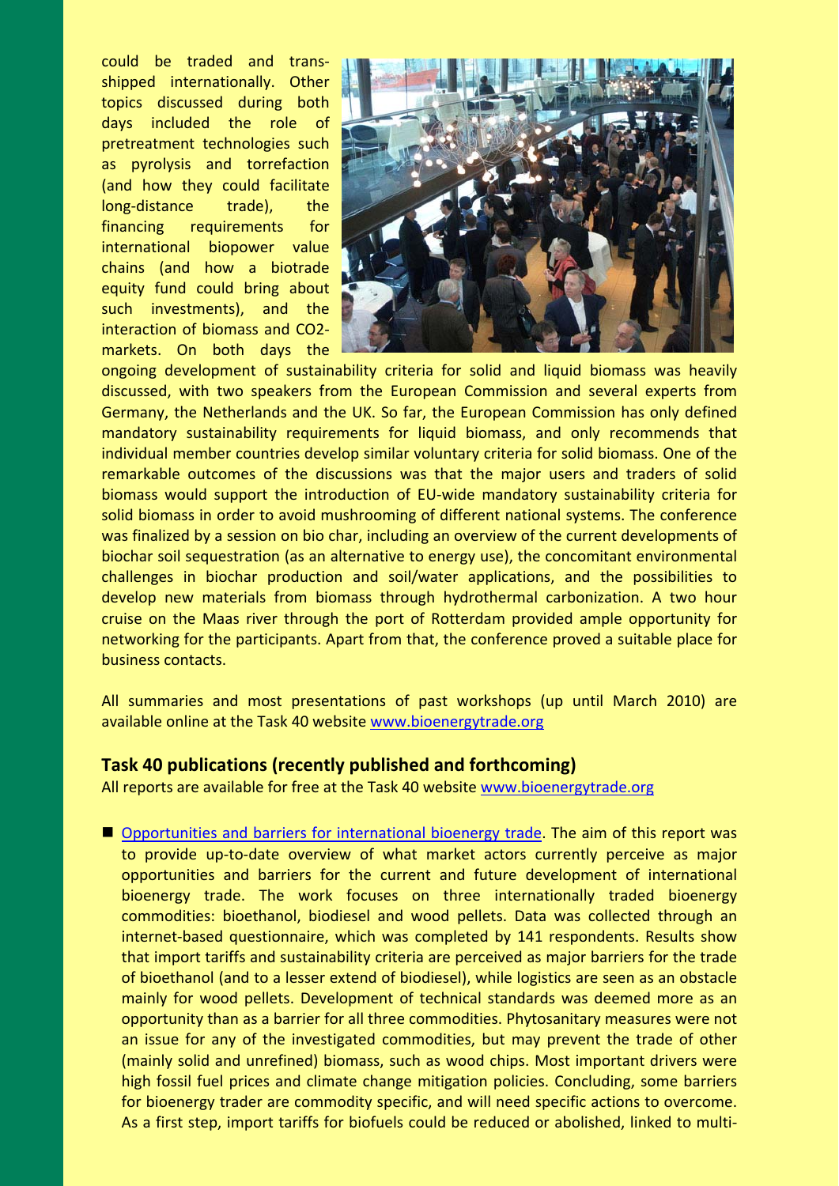could be traded and trans-shipped internationally. Other topics discussed during both days included the role of pretreatment technologies such as pyrolysis and torrefaction (and how they could facilitate long-distance trade), the financing requirements for international biopower value chains (and how a biotrade equity fund could bring about such investments), and the interaction of biomass and CO2-markets. On both days the ongoing development of sustainability criteria for solid and liquid biomass was heavily discussed, with two speakers from the European Commission and several experts from Germany, the Netherlands and the UK. So far, the European Commission has only defined mandatory sustainability requirements for liquid biomass, and only recommends that individual member countries develop similar voluntary criteria for solid biomass. One of the remarkable outcomes of the discussions was that the major users and traders of solid biomass would support the introduction of EU-wide mandatory sustainability criteria for solid biomass in order to avoid mushrooming of different national systems. The conference was finalized by a session on bio char, including an overview of the current developments of biochar soil sequestration (as an alternative to energy use), the concomitant environmental challenges in biochar production and soil/water applications, and the possibilities to develop new materials from biomass through hydrothermal carbonization. A two hour cruise on the Maas river through the port of Rotterdam provided ample opportunity for networking for the participants. Apart from that, the conference proved a suitable place for business contacts.

All summaries and most presentations of past workshops (up until March 2010) are available online at the Task 40 website www.bioenergytrade.org

## Task 40 publications (recently published and forthcoming)

All reports are available for free at the Task 40 website www.bioenergytrade.org

- Opportunities and barriers for international bioenergy trade. The aim of this report was to provide up-to-date overview of what market actors currently perceive as major opportunities and barriers for the current and future development of international bioenergy trade. The work focuses on three internationally traded bioenergy commodities: bioethanol, biodiesel and wood pellets. Data was collected through an internet-based questionnaire, which was completed by 141 respondents. Results show that import tariffs and sustainability criteria are perceived as major barriers for the trade of bioethanol (and to a lesser extend of biodiesel), while logistics are seen as an obstacle mainly for wood pellets. Development of technical standards was deemed more as an opportunity than as a barrier for all three commodities. Phytosanitary measures were not an issue for any of the investigated commodities, but may prevent the trade of other (mainly solid and unrefined) biomass, such as wood chips. Most important drivers were high fossil fuel prices and climate change mitigation policies. Concluding, some barriers for bioenergy trader are commodity specific, and will need specific actions to overcome. As a first step, import tariffs for biofuels could be reduced or abolished, linked to multi-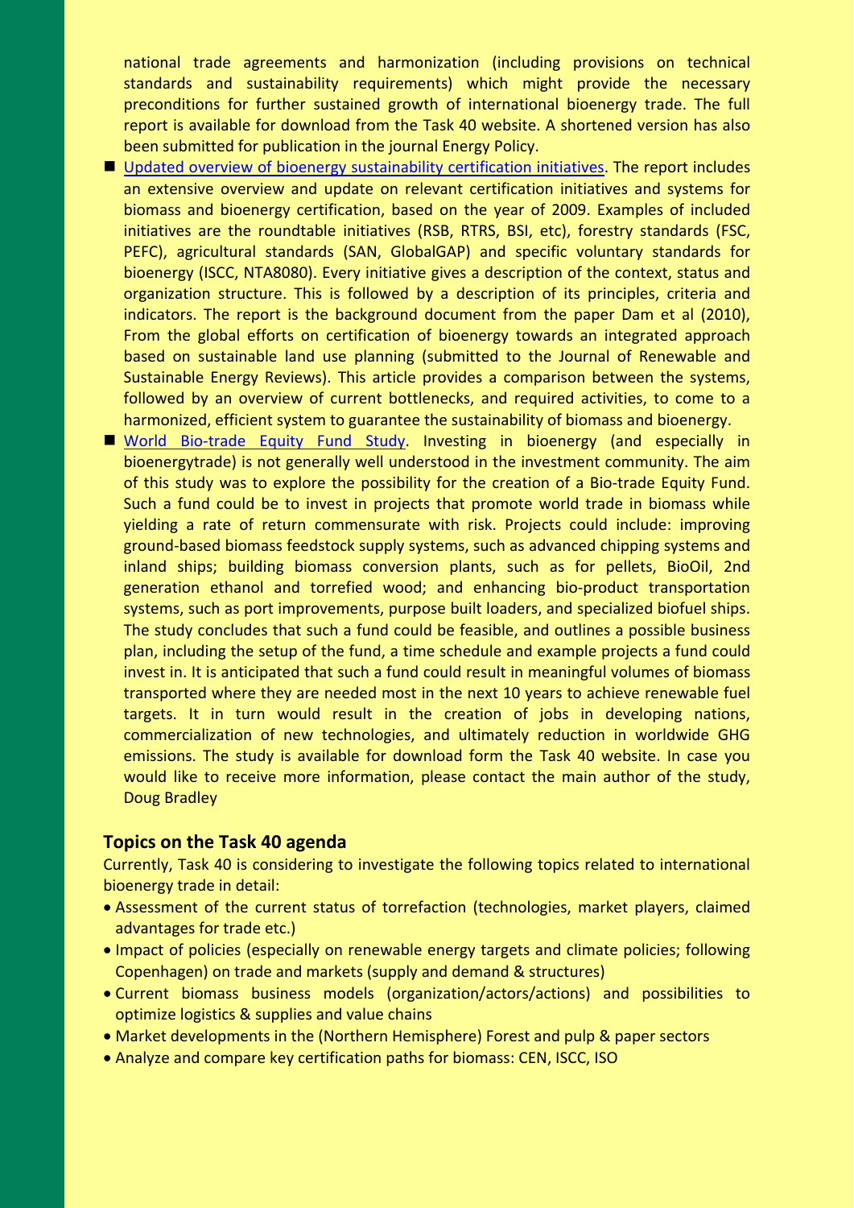national trade agreements and harmonization (including provisions on technical standards and sustainability requirements) which might provide the necessary preconditions for further sustained growth of international bioenergy trade. The full report is available for download from the Task 40 website. A shortened version has also been submitted for publication in the journal Energy Policy.

- Updated overview of bioenergy sustainability certification initiatives. The report includes an extensive overview and update on relevant certification initiatives and systems for biomass and bioenergy certification, based on the year of 2009. Examples of included initiatives are the roundtable initiatives (RSB, RTRS, BSI, etc), forestry standards (FSC, PEFC), agricultural standards (SAN, GlobalGAP) and specific voluntary standards for bioenergy (ISCC, NTA8080). Every initiative gives a description of the context, status and organization structure. This is followed by a description of its principles, criteria and indicators. The report is the background document from the paper Dam et al (2010), From the global efforts on certification of bioenergy towards an integrated approach based on sustainable land use planning (submitted to the Journal of Renewable and Sustainable Energy Reviews). This article provides a comparison between the systems, followed by an overview of current bottlenecks, and required activities, to come to a harmonized, efficient system to guarantee the sustainability of biomass and bioenergy.
- World Bio-trade Equity Fund Study. Investing in bioenergy (and especially in bioenergytrade) is not generally well understood in the investment community. The aim of this study was to explore the possibility for the creation of a Bio-trade Equity Fund. Such a fund could be to invest in projects that promote world trade in biomass while yielding a rate of return commensurate with risk. Projects could include: improving ground-based biomass feedstock supply systems, such as advanced chipping systems and inland ships; building biomass conversion plants, such as for pellets, BioOil, 2nd generation ethanol and torrefied wood; and enhancing bio-product transportation systems, such as port improvements, purpose built loaders, and specialized biofuel ships. The study concludes that such a fund could be feasible, and outlines a possible business plan, including the setup of the fund, a time schedule and example projects a fund could invest in. It is anticipated that such a fund could result in meaningful volumes of biomass transported where they are needed most in the next 10 years to achieve renewable fuel targets. It in turn would result in the creation of jobs in developing nations, commercialization of new technologies, and ultimately reduction in worldwide GHG emissions. The study is available for download form the Task 40 website. In case you would like to receive more information, please contact the main author of the study, Doug Bradley

## Topics on the Task 40 agenda

Currently, Task 40 is considering to investigate the following topics related to international bioenergy trade in detail:

- Assessment of the current status of torrefaction (technologies, market players, claimed advantages for trade etc.)
- Impact of policies (especially on renewable energy targets and climate policies; following Copenhagen) on trade and markets (supply and demand & structures)
- Current biomass business models (organization/actors/actions) and possibilities to optimize logistics & supplies and value chains
- Market developments in the (Northern Hemisphere) Forest and pulp & paper sectors
- Analyze and compare key certification paths for biomass: CEN, ISCC, ISO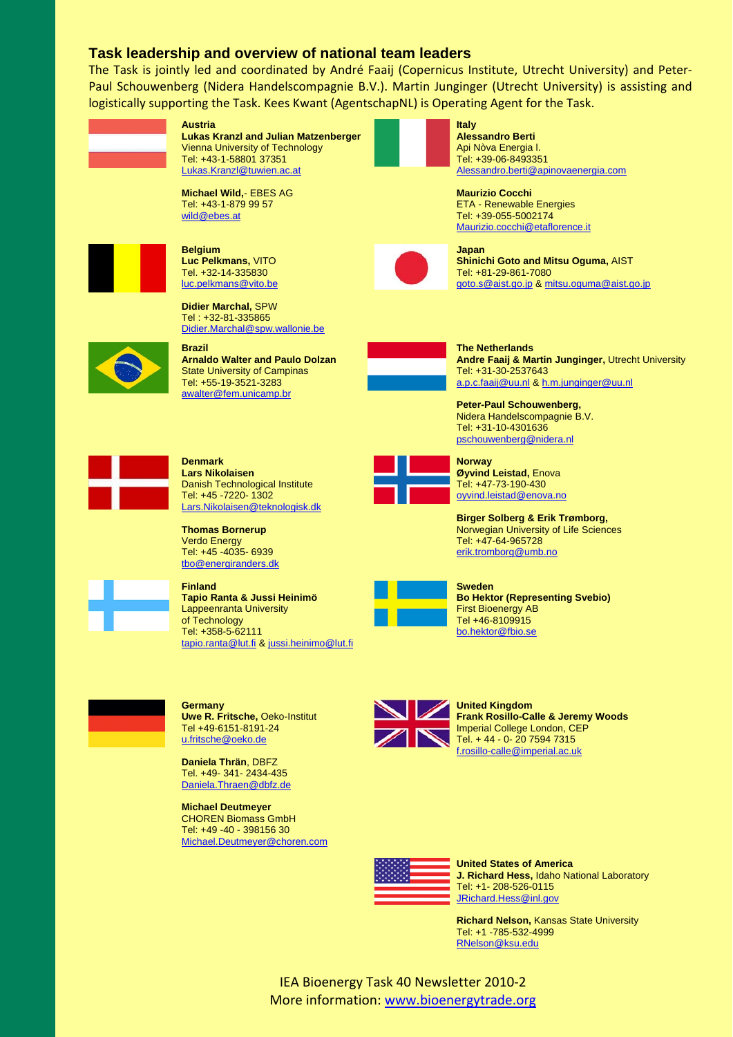## Task leadership and overview of national team leaders

The Task is jointly led and coordinated by André Faaij (Copernicus Institute, Utrecht University) and Peter-Paul Schouwenberg (Nidera Handelscompagnie B.V.). Martin Junginger (Utrecht University) is assisting and logistically supporting the Task. Kees Kwant (AgentschapNL) is Operating Agent for the Task.

**Austria**
**Lukas Kranzl and Julian Matzenberger**
Vienna University of Technology
Tel: +43-1-58801 37351
Lukas.Kranzl@tuwien.ac.at

**Michael Wild,**- EBES AG
Tel: +43-1-879 99 57
wild@ebes.at

**Belgium**
**Luc Pelkmans,** VITO
Tel. +32-14-335830
luc.pelkmans@vito.be

**Didier Marchal,** SPW
Tel : +32-81-335865
Didier.Marchal@spw.wallonie.be

**Brazil**
**Arnaldo Walter and Paulo Dolzan**
State University of Campinas
Tel: +55-19-3521-3283
awalter@fem.unicamp.br

**Denmark**
**Lars Nikolaisen**
Danish Technological Institute
Tel: +45 -7220- 1302
Lars.Nikolaisen@teknologisk.dk

**Thomas Bornerup**
Verdo Energy
Tel: +45 -4035- 6939
tbo@energiranders.dk

**Finland**
**Tapio Ranta & Jussi Heinimö**
Lappeenranta University
of Technology
Tel: +358-5-62111
tapio.ranta@lut.fi & jussi.heinimo@lut.fi

**Germany**
**Uwe R. Fritsche,** Oeko-Institut
Tel +49-6151-8191-24
u.fritsche@oeko.de

**Daniela Thrän**, DBFZ
Tel. +49- 341- 2434-435
Daniela.Thraen@dbfz.de

**Michael Deutmeyer**
CHOREN Biomass GmbH
Tel: +49 -40 - 398156 30
Michael.Deutmeyer@choren.com

**Italy**
**Alessandro Berti**
Api Nòva Energia l.
Tel: +39-06-8493351
Alessandro.berti@apinovaenergia.com

**Maurizio Cocchi**
ETA - Renewable Energies
Tel: +39-055-5002174
Maurizio.cocchi@etaflorence.it

**Japan**
**Shinichi Goto and Mitsu Oguma,** AIST
Tel: +81-29-861-7080
goto.s@aist.go.jp & mitsu.oguma@aist.go.jp

**The Netherlands**
**Andre Faaij & Martin Junginger,** Utrecht University
Tel: +31-30-2537643
a.p.c.faaij@uu.nl & h.m.junginger@uu.nl

**Peter-Paul Schouwenberg,**
Nidera Handelscompagnie B.V.
Tel: +31-10-4301636
pschouwenberg@nidera.nl

**Norway**
**Øyvind Leistad,** Enova
Tel: +47-73-190-430
oyvind.leistad@enova.no

**Birger Solberg & Erik Trømborg,**
Norwegian University of Life Sciences
Tel: +47-64-965728
erik.tromborg@umb.no

**Sweden**
**Bo Hektor (Representing Svebio)**
First Bioenergy AB
Tel +46-8109915
bo.hektor@fbio.se

**United Kingdom**
**Frank Rosillo-Calle & Jeremy Woods**
Imperial College London, CEP
Tel. + 44 - 0- 20 7594 7315
f.rosillo-calle@imperial.ac.uk

**United States of America**
**J. Richard Hess,** Idaho National Laboratory
Tel: +1- 208-526-0115
JRichard.Hess@inl.gov

**Richard Nelson,** Kansas State University
Tel: +1 -785-532-4999
RNelson@ksu.edu

IEA Bioenergy Task 40 Newsletter 2010-2
More information: www.bioenergytrade.org